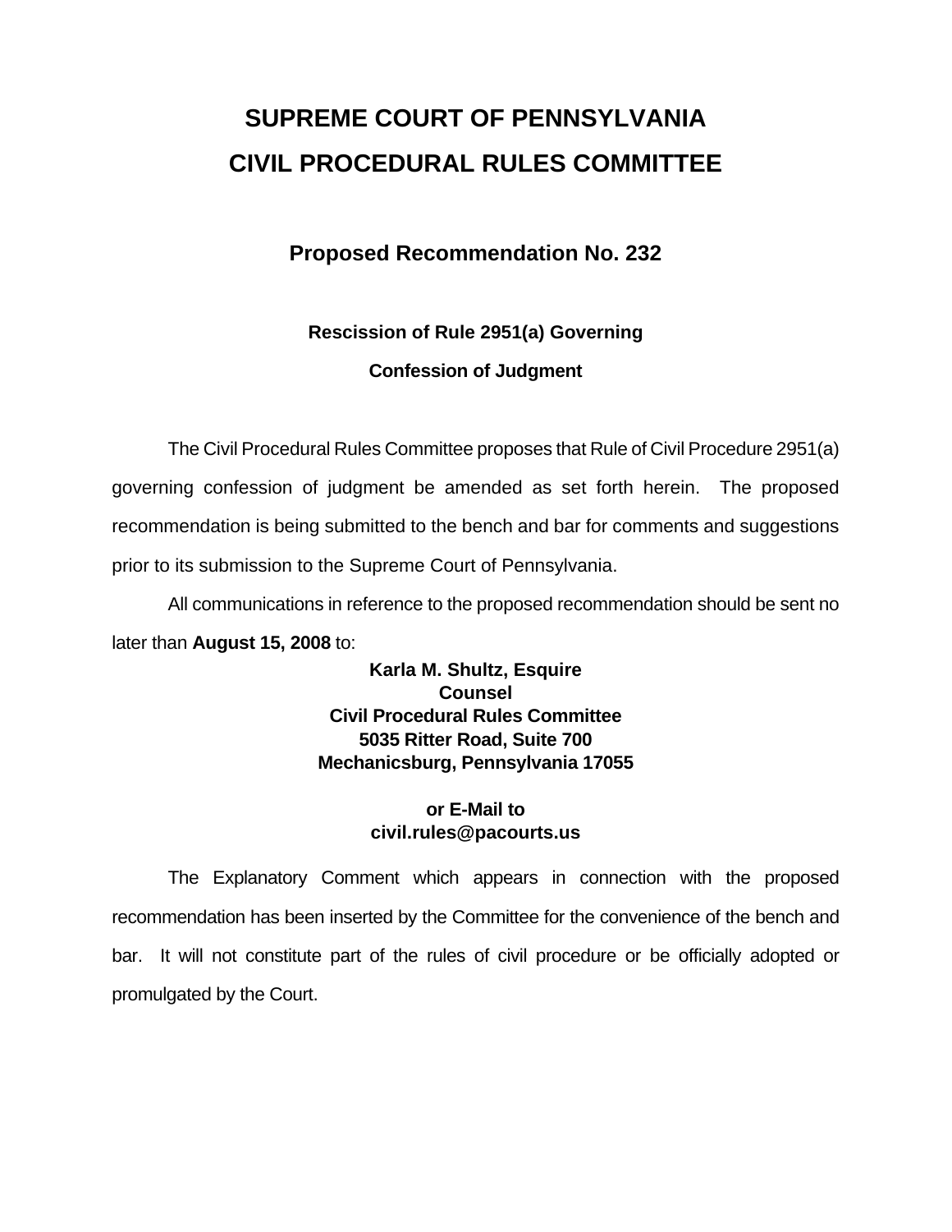# SUPREME COURT OF PENNSYLVANIA
# CIVIL PROCEDURAL RULES COMMITTEE

## Proposed Recommendation No. 232

### Rescission of Rule 2951(a) Governing
### Confession of Judgment

The Civil Procedural Rules Committee proposes that Rule of Civil Procedure 2951(a) governing confession of judgment be amended as set forth herein. The proposed recommendation is being submitted to the bench and bar for comments and suggestions prior to its submission to the Supreme Court of Pennsylvania.

All communications in reference to the proposed recommendation should be sent no later than **August 15, 2008** to:

**Karla M. Shultz, Esquire**
**Counsel**
**Civil Procedural Rules Committee**
**5035 Ritter Road, Suite 700**
**Mechanicsburg, Pennsylvania 17055**

**or E-Mail to**
**civil.rules@pacourts.us**

The Explanatory Comment which appears in connection with the proposed recommendation has been inserted by the Committee for the convenience of the bench and bar. It will not constitute part of the rules of civil procedure or be officially adopted or promulgated by the Court.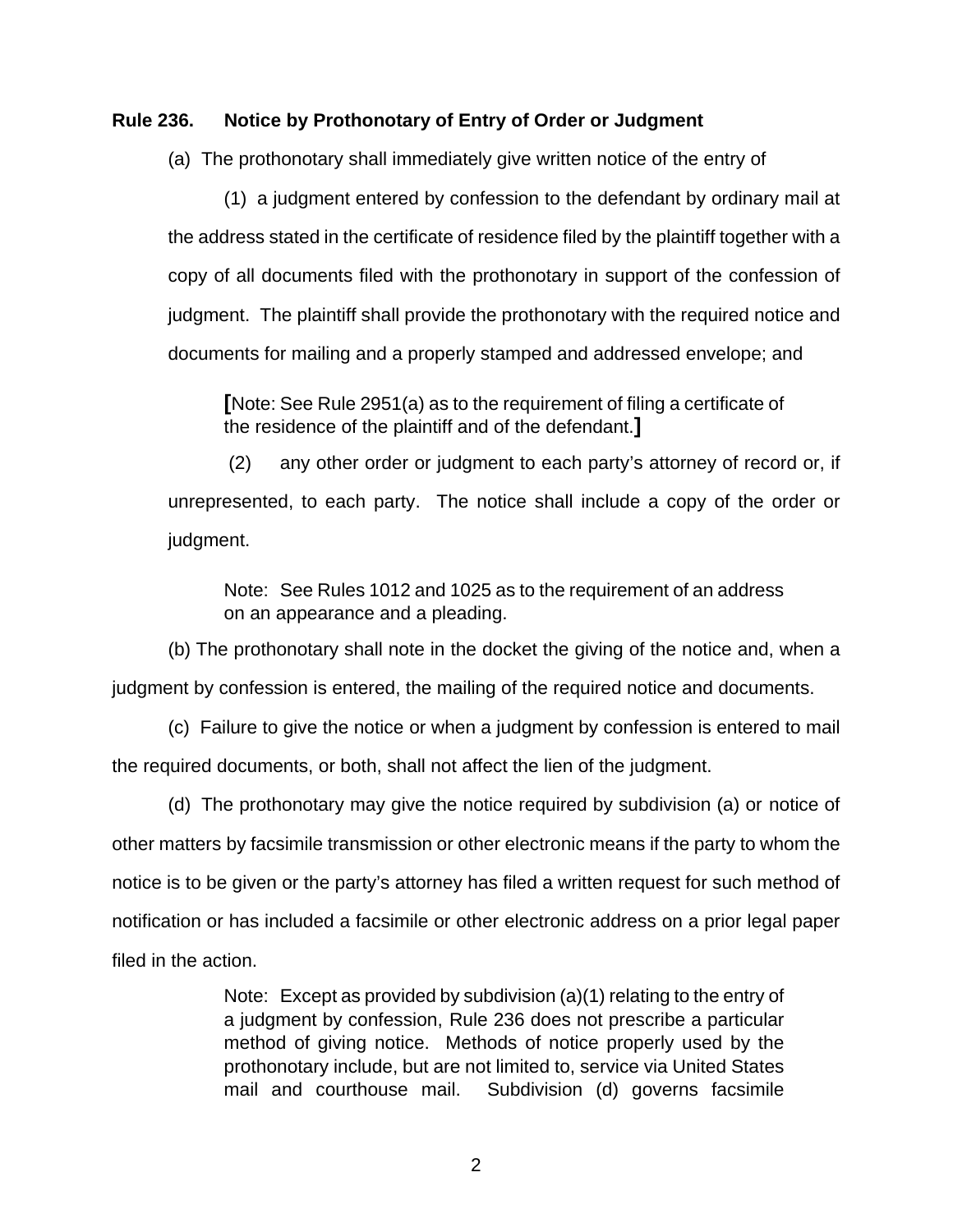**Rule 236. Notice by Prothonotary of Entry of Order or Judgment**

(a) The prothonotary shall immediately give written notice of the entry of

(1) a judgment entered by confession to the defendant by ordinary mail at the address stated in the certificate of residence filed by the plaintiff together with a copy of all documents filed with the prothonotary in support of the confession of judgment. The plaintiff shall provide the prothonotary with the required notice and documents for mailing and a properly stamped and addressed envelope; and

> [Note: See Rule 2951(a) as to the requirement of filing a certificate of the residence of the plaintiff and of the defendant.]

(2) any other order or judgment to each party's attorney of record or, if unrepresented, to each party. The notice shall include a copy of the order or judgment.

> Note: See Rules 1012 and 1025 as to the requirement of an address on an appearance and a pleading.

(b) The prothonotary shall note in the docket the giving of the notice and, when a judgment by confession is entered, the mailing of the required notice and documents.

(c) Failure to give the notice or when a judgment by confession is entered to mail the required documents, or both, shall not affect the lien of the judgment.

(d) The prothonotary may give the notice required by subdivision (a) or notice of other matters by facsimile transmission or other electronic means if the party to whom the notice is to be given or the party's attorney has filed a written request for such method of notification or has included a facsimile or other electronic address on a prior legal paper filed in the action.

> Note: Except as provided by subdivision (a)(1) relating to the entry of a judgment by confession, Rule 236 does not prescribe a particular method of giving notice. Methods of notice properly used by the prothonotary include, but are not limited to, service via United States mail and courthouse mail. Subdivision (d) governs facsimile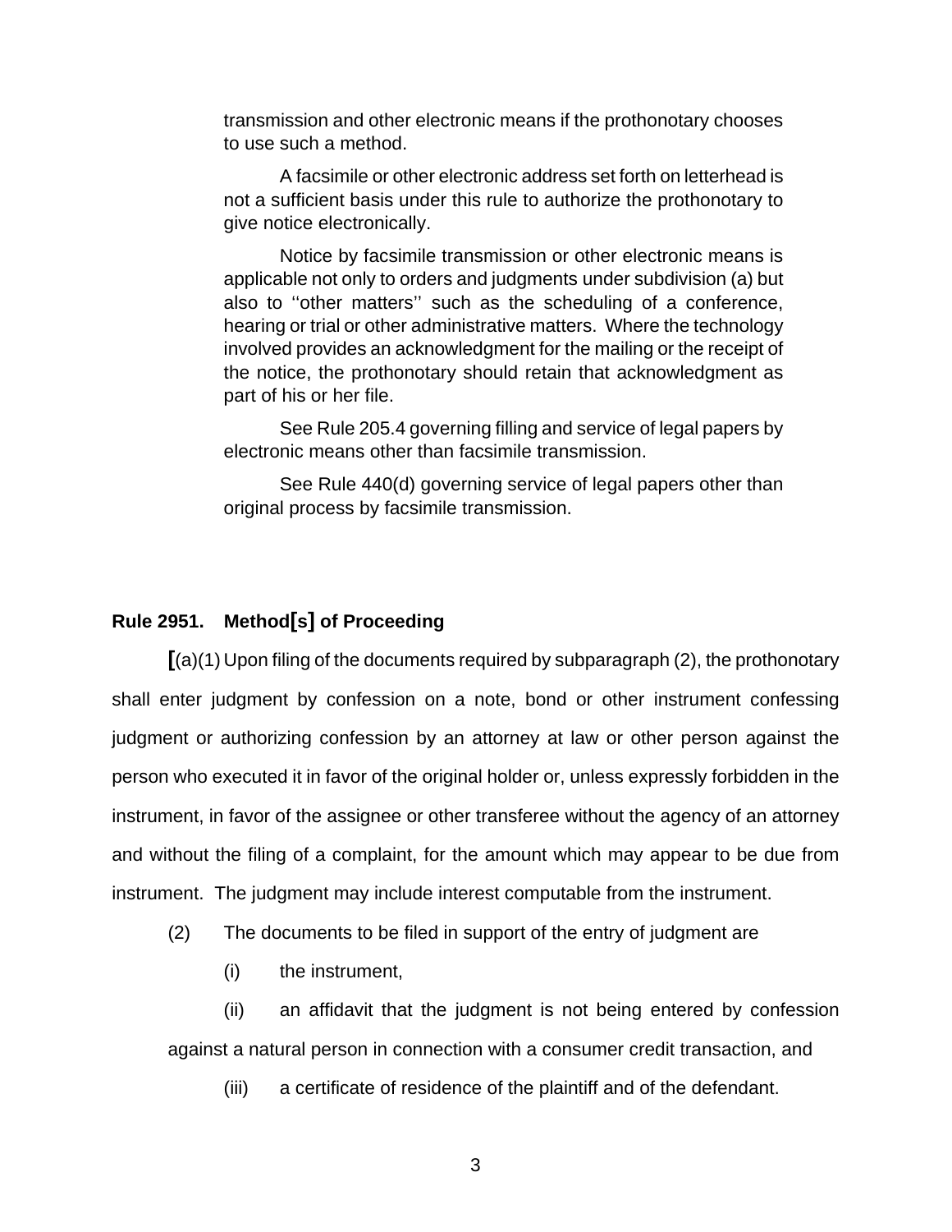transmission and other electronic means if the prothonotary chooses to use such a method.

A facsimile or other electronic address set forth on letterhead is not a sufficient basis under this rule to authorize the prothonotary to give notice electronically.

Notice by facsimile transmission or other electronic means is applicable not only to orders and judgments under subdivision (a) but also to ''other matters'' such as the scheduling of a conference, hearing or trial or other administrative matters. Where the technology involved provides an acknowledgment for the mailing or the receipt of the notice, the prothonotary should retain that acknowledgment as part of his or her file.

See Rule 205.4 governing filling and service of legal papers by electronic means other than facsimile transmission.

See Rule 440(d) governing service of legal papers other than original process by facsimile transmission.

**Rule 2951. Method[s] of Proceeding**

[(a)(1) Upon filing of the documents required by subparagraph (2), the prothonotary shall enter judgment by confession on a note, bond or other instrument confessing judgment or authorizing confession by an attorney at law or other person against the person who executed it in favor of the original holder or, unless expressly forbidden in the instrument, in favor of the assignee or other transferee without the agency of an attorney and without the filing of a complaint, for the amount which may appear to be due from instrument. The judgment may include interest computable from the instrument.

(2) The documents to be filed in support of the entry of judgment are

(i) the instrument,

(ii) an affidavit that the judgment is not being entered by confession against a natural person in connection with a consumer credit transaction, and

(iii) a certificate of residence of the plaintiff and of the defendant.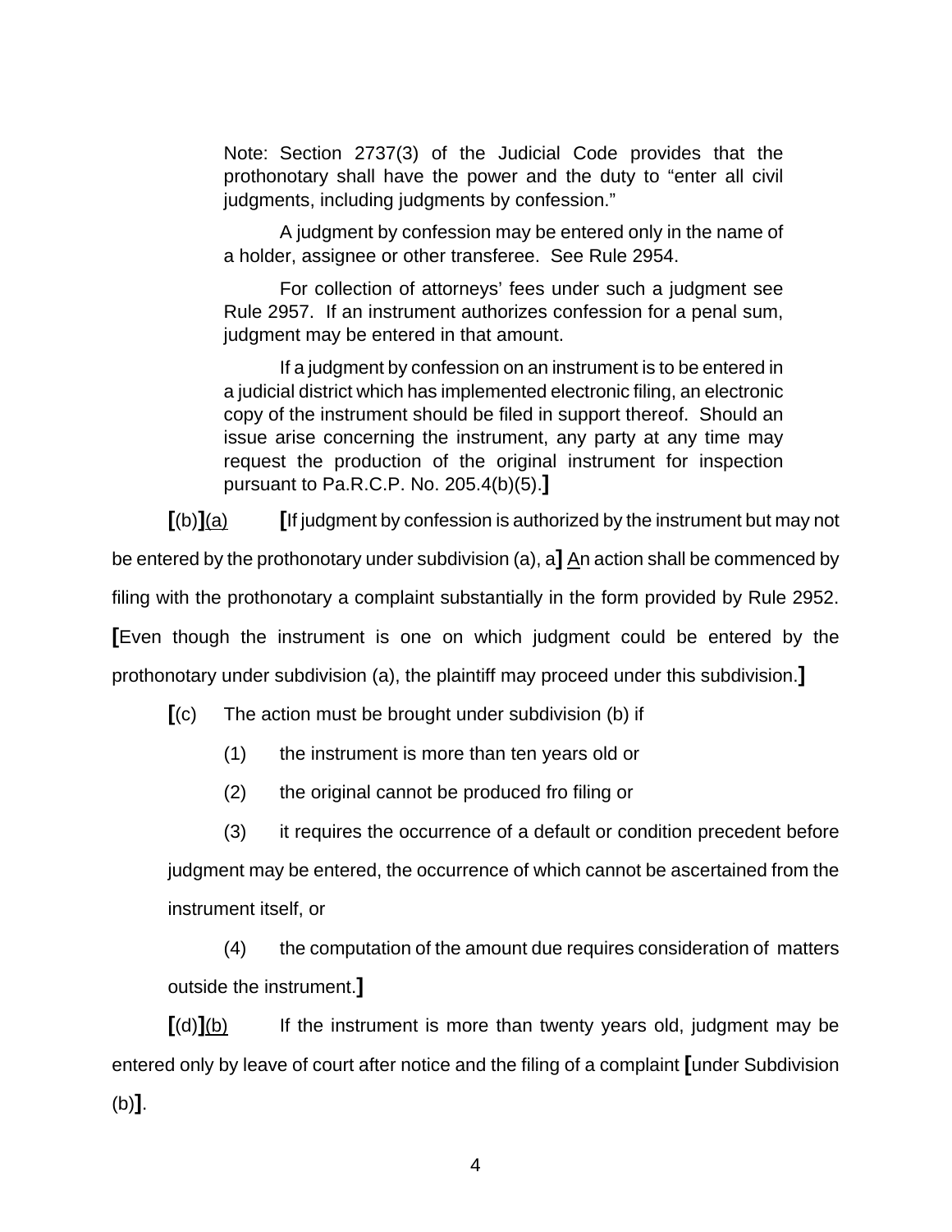Note: Section 2737(3) of the Judicial Code provides that the prothonotary shall have the power and the duty to "enter all civil judgments, including judgments by confession."

A judgment by confession may be entered only in the name of a holder, assignee or other transferee. See Rule 2954.

For collection of attorneys' fees under such a judgment see Rule 2957. If an instrument authorizes confession for a penal sum, judgment may be entered in that amount.

If a judgment by confession on an instrument is to be entered in a judicial district which has implemented electronic filing, an electronic copy of the instrument should be filed in support thereof. Should an issue arise concerning the instrument, any party at any time may request the production of the original instrument for inspection pursuant to Pa.R.C.P. No. 205.4(b)(5).**]**

**[**(b)**]**<u>(a)</u> **[**If judgment by confession is authorized by the instrument but may not be entered by the prothonotary under subdivision (a), a**]** <u>A</u>n action shall be commenced by filing with the prothonotary a complaint substantially in the form provided by Rule 2952. **[**Even though the instrument is one on which judgment could be entered by the prothonotary under subdivision (a), the plaintiff may proceed under this subdivision.**]**

**[**(c) The action must be brought under subdivision (b) if

(1) the instrument is more than ten years old or

(2) the original cannot be produced fro filing or

(3) it requires the occurrence of a default or condition precedent before judgment may be entered, the occurrence of which cannot be ascertained from the instrument itself, or

(4) the computation of the amount due requires consideration of matters outside the instrument.**]**

**[**(d)**]**<u>(b)</u> If the instrument is more than twenty years old, judgment may be entered only by leave of court after notice and the filing of a complaint **[**under Subdivision (b)**]**.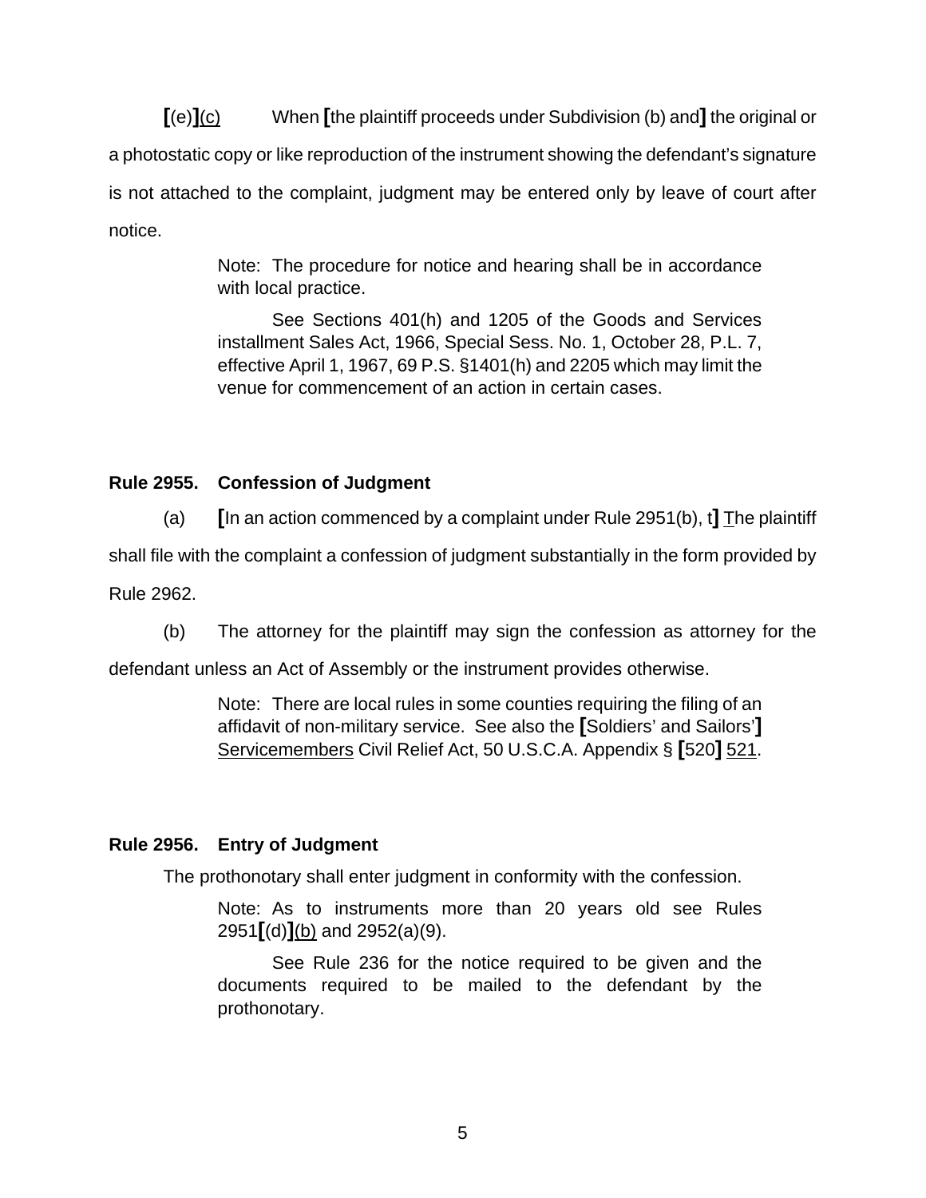**[**(e)**]**<u>(c)</u> When **[**the plaintiff proceeds under Subdivision (b) and**]** the original or a photostatic copy or like reproduction of the instrument showing the defendant's signature is not attached to the complaint, judgment may be entered only by leave of court after notice.

> Note: The procedure for notice and hearing shall be in accordance with local practice.
>
> See Sections 401(h) and 1205 of the Goods and Services installment Sales Act, 1966, Special Sess. No. 1, October 28, P.L. 7, effective April 1, 1967, 69 P.S. §1401(h) and 2205 which may limit the venue for commencement of an action in certain cases.

**Rule 2955. Confession of Judgment**

(a) **[**In an action commenced by a complaint under Rule 2951(b), t**]** <u>T</u>he plaintiff shall file with the complaint a confession of judgment substantially in the form provided by Rule 2962.

(b) The attorney for the plaintiff may sign the confession as attorney for the defendant unless an Act of Assembly or the instrument provides otherwise.

> Note: There are local rules in some counties requiring the filing of an affidavit of non-military service. See also the **[**Soldiers' and Sailors'**]** <u>Servicemembers</u> Civil Relief Act, 50 U.S.C.A. Appendix § **[**520**]** <u>521</u>.

**Rule 2956. Entry of Judgment**

The prothonotary shall enter judgment in conformity with the confession.

> Note: As to instruments more than 20 years old see Rules 2951**[**(d)**]**<u>(b)</u> and 2952(a)(9).
>
> See Rule 236 for the notice required to be given and the documents required to be mailed to the defendant by the prothonotary.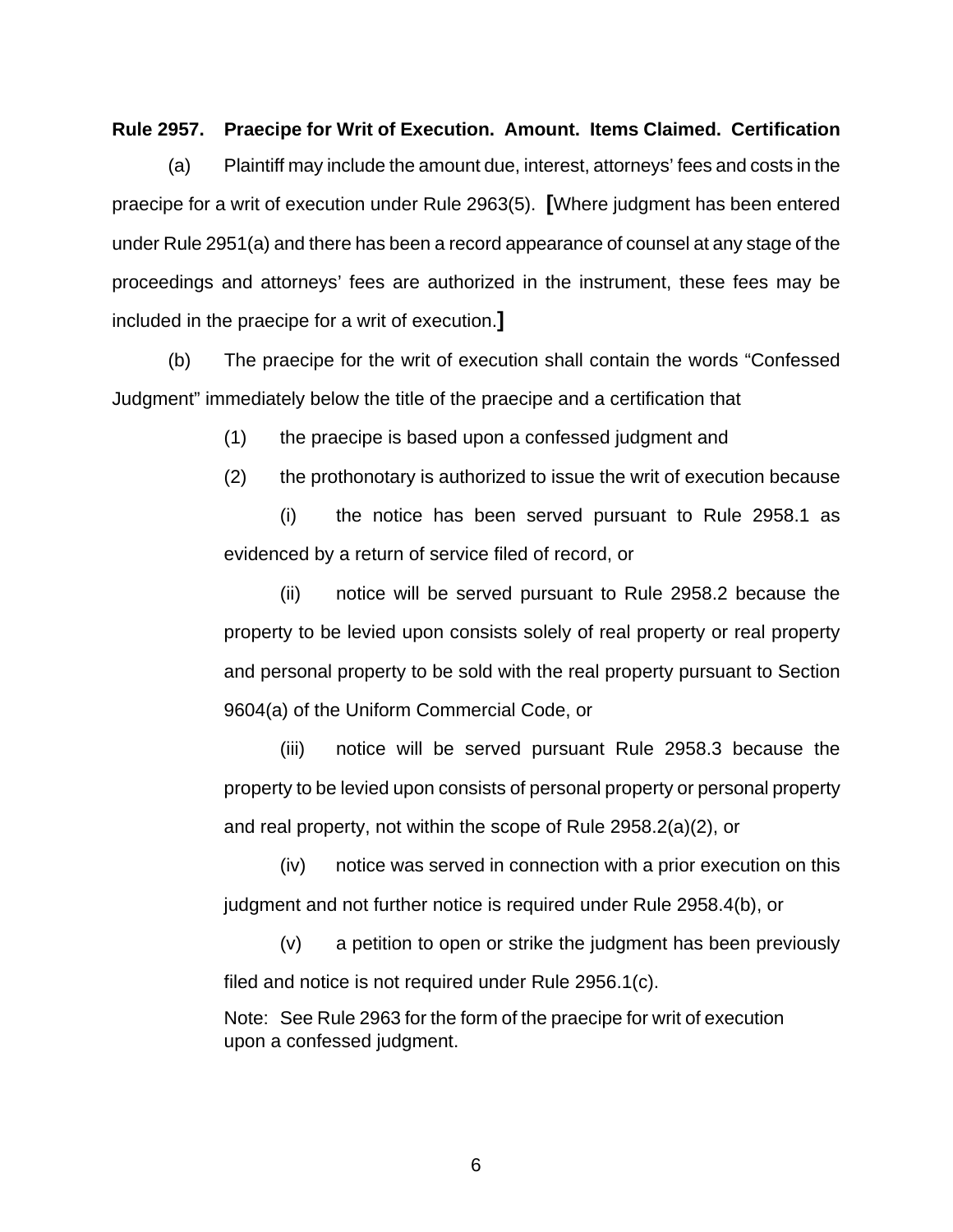**Rule 2957. Praecipe for Writ of Execution. Amount. Items Claimed. Certification**

(a) Plaintiff may include the amount due, interest, attorneys' fees and costs in the praecipe for a writ of execution under Rule 2963(5). **[**Where judgment has been entered under Rule 2951(a) and there has been a record appearance of counsel at any stage of the proceedings and attorneys' fees are authorized in the instrument, these fees may be included in the praecipe for a writ of execution.**]**

(b) The praecipe for the writ of execution shall contain the words "Confessed Judgment" immediately below the title of the praecipe and a certification that

(1) the praecipe is based upon a confessed judgment and

(2) the prothonotary is authorized to issue the writ of execution because

(i) the notice has been served pursuant to Rule 2958.1 as evidenced by a return of service filed of record, or

(ii) notice will be served pursuant to Rule 2958.2 because the property to be levied upon consists solely of real property or real property and personal property to be sold with the real property pursuant to Section 9604(a) of the Uniform Commercial Code, or

(iii) notice will be served pursuant Rule 2958.3 because the property to be levied upon consists of personal property or personal property and real property, not within the scope of Rule 2958.2(a)(2), or

(iv) notice was served in connection with a prior execution on this judgment and not further notice is required under Rule 2958.4(b), or

(v) a petition to open or strike the judgment has been previously filed and notice is not required under Rule 2956.1(c).

Note: See Rule 2963 for the form of the praecipe for writ of execution upon a confessed judgment.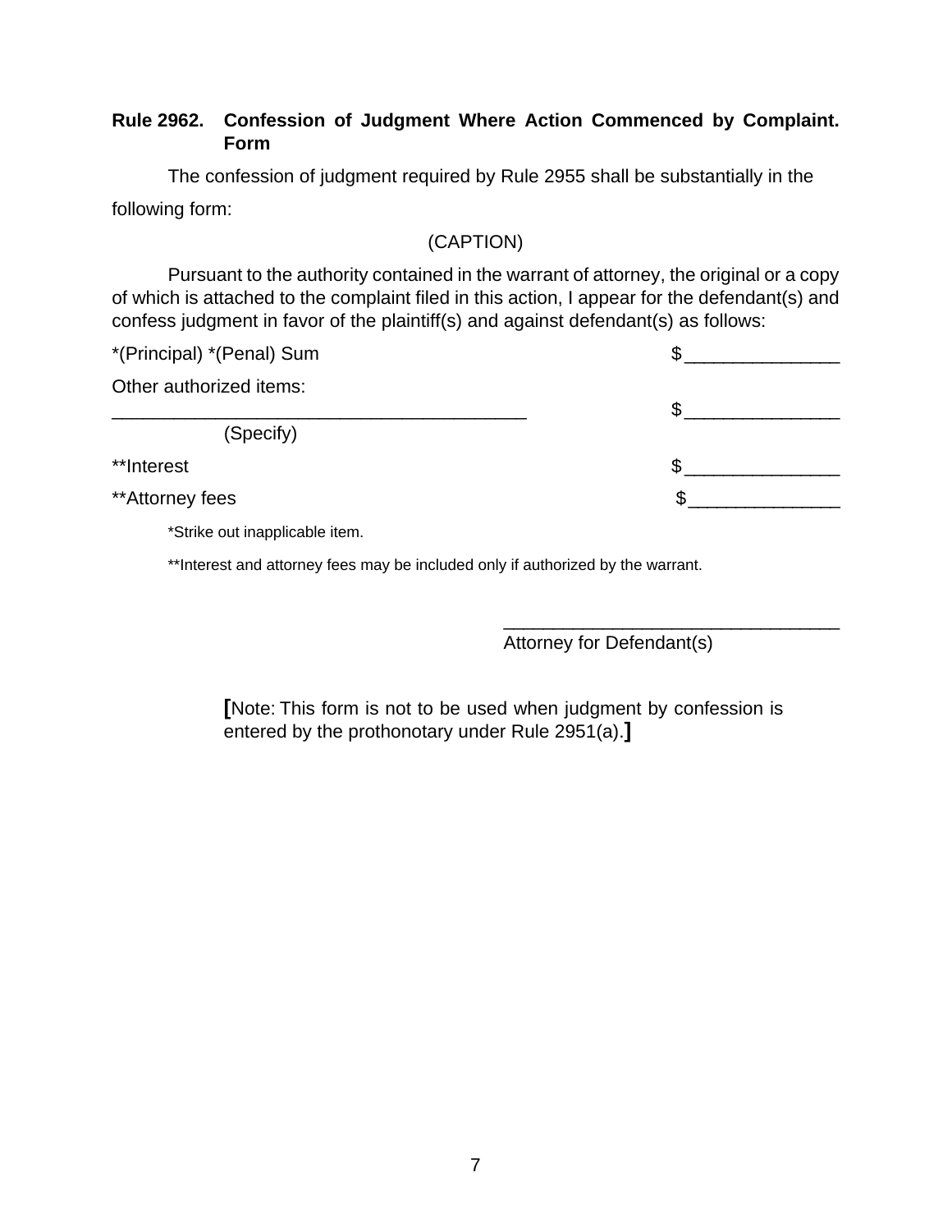**Rule 2962. Confession of Judgment Where Action Commenced by Complaint. Form**

The confession of judgment required by Rule 2955 shall be substantially in the following form:

(CAPTION)

Pursuant to the authority contained in the warrant of attorney, the original or a copy of which is attached to the complaint filed in this action, I appear for the defendant(s) and confess judgment in favor of the plaintiff(s) and against defendant(s) as follows:

*(Principal) *(Penal) Sum $_______________

Other authorized items:

_________________________________________ $_______________
(Specify)

**Interest $_______________

**Attorney fees $_______________

*Strike out inapplicable item.

**Interest and attorney fees may be included only if authorized by the warrant.

_________________________________
Attorney for Defendant(s)

[Note: This form is not to be used when judgment by confession is entered by the prothonotary under Rule 2951(a).]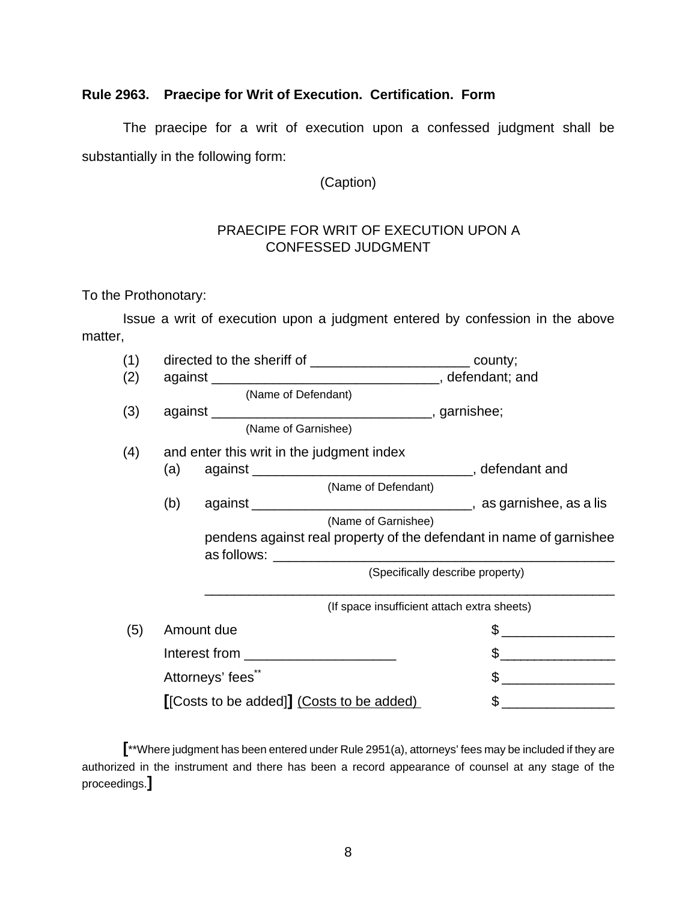**Rule 2963. Praecipe for Writ of Execution. Certification. Form**

The praecipe for a writ of execution upon a confessed judgment shall be substantially in the following form:

(Caption)

PRAECIPE FOR WRIT OF EXECUTION UPON A CONFESSED JUDGMENT

To the Prothonotary:

Issue a writ of execution upon a judgment entered by confession in the above matter,

(1) directed to the sheriff of ____________________ county;

(2) against ______________________________, defendant; and
(Name of Defendant)

(3) against ____________________________, garnishee;
(Name of Garnishee)

(4) and enter this writ in the judgment index

(a) against ____________________________, defendant and
(Name of Defendant)

(b) against ____________________________, as garnishee, as a lis pendens against real property of the defendant in name of garnishee as follows: ____________________________________________
(Specifically describe property)

______________________________________________________
(If space insufficient attach extra sheets)

(5) Amount due $ ______________

Interest from ___________________ $ ______________

Attorneys' fees** $ ______________

[[Costs to be added]] <u>(Costs to be added)</u> $ ______________

[**Where judgment has been entered under Rule 2951(a), attorneys' fees may be included if they are authorized in the instrument and there has been a record appearance of counsel at any stage of the proceedings.]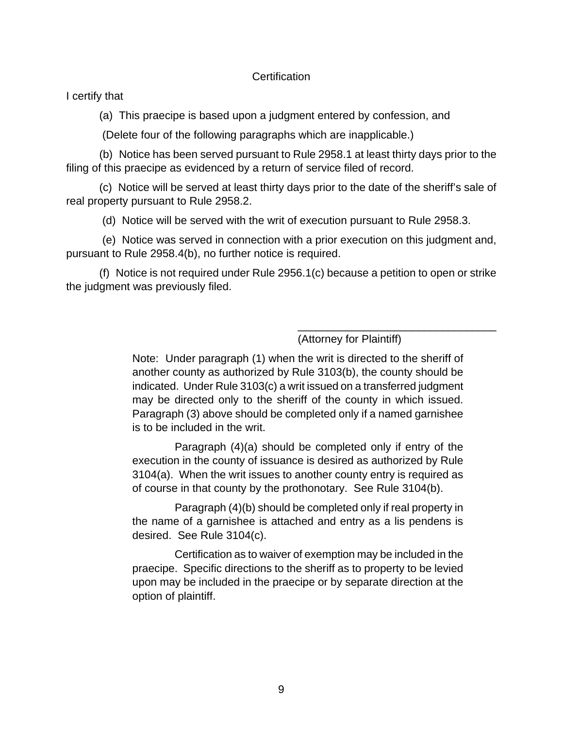Certification

I certify that

(a) This praecipe is based upon a judgment entered by confession, and

(Delete four of the following paragraphs which are inapplicable.)

(b) Notice has been served pursuant to Rule 2958.1 at least thirty days prior to the filing of this praecipe as evidenced by a return of service filed of record.

(c) Notice will be served at least thirty days prior to the date of the sheriff's sale of real property pursuant to Rule 2958.2.

(d) Notice will be served with the writ of execution pursuant to Rule 2958.3.

(e) Notice was served in connection with a prior execution on this judgment and, pursuant to Rule 2958.4(b), no further notice is required.

(f) Notice is not required under Rule 2956.1(c) because a petition to open or strike the judgment was previously filed.

\_\_\_\_\_\_\_\_\_\_\_\_\_\_\_\_\_\_\_\_\_\_\_\_\_\_\_\_\_\_\_\_\_\_

(Attorney for Plaintiff)

Note: Under paragraph (1) when the writ is directed to the sheriff of another county as authorized by Rule 3103(b), the county should be indicated. Under Rule 3103(c) a writ issued on a transferred judgment may be directed only to the sheriff of the county in which issued. Paragraph (3) above should be completed only if a named garnishee is to be included in the writ.

Paragraph (4)(a) should be completed only if entry of the execution in the county of issuance is desired as authorized by Rule 3104(a). When the writ issues to another county entry is required as of course in that county by the prothonotary. See Rule 3104(b).

Paragraph (4)(b) should be completed only if real property in the name of a garnishee is attached and entry as a lis pendens is desired. See Rule 3104(c).

Certification as to waiver of exemption may be included in the praecipe. Specific directions to the sheriff as to property to be levied upon may be included in the praecipe or by separate direction at the option of plaintiff.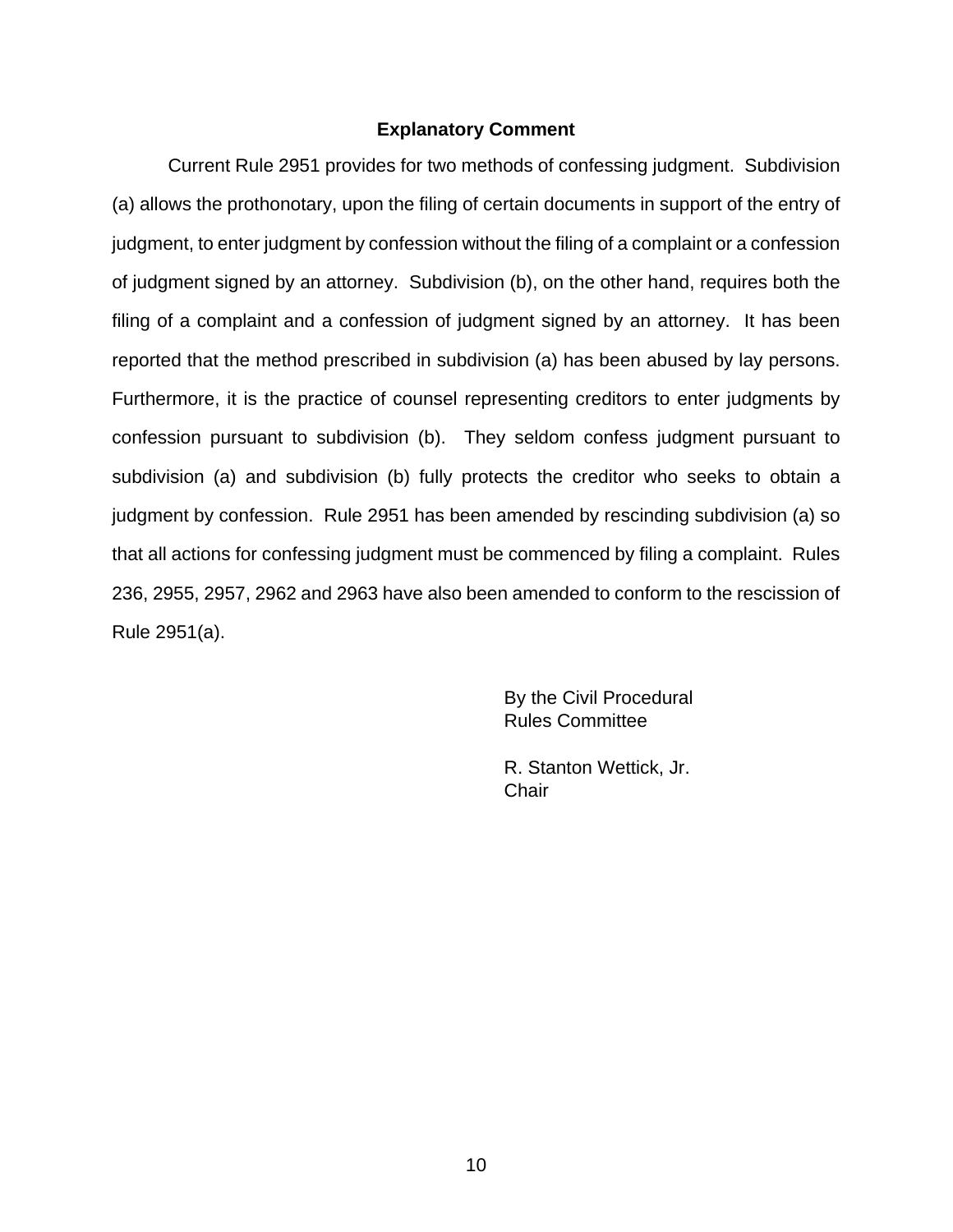## Explanatory Comment

Current Rule 2951 provides for two methods of confessing judgment. Subdivision (a) allows the prothonotary, upon the filing of certain documents in support of the entry of judgment, to enter judgment by confession without the filing of a complaint or a confession of judgment signed by an attorney. Subdivision (b), on the other hand, requires both the filing of a complaint and a confession of judgment signed by an attorney. It has been reported that the method prescribed in subdivision (a) has been abused by lay persons. Furthermore, it is the practice of counsel representing creditors to enter judgments by confession pursuant to subdivision (b). They seldom confess judgment pursuant to subdivision (a) and subdivision (b) fully protects the creditor who seeks to obtain a judgment by confession. Rule 2951 has been amended by rescinding subdivision (a) so that all actions for confessing judgment must be commenced by filing a complaint. Rules 236, 2955, 2957, 2962 and 2963 have also been amended to conform to the rescission of Rule 2951(a).

By the Civil Procedural
Rules Committee

R. Stanton Wettick, Jr.
Chair